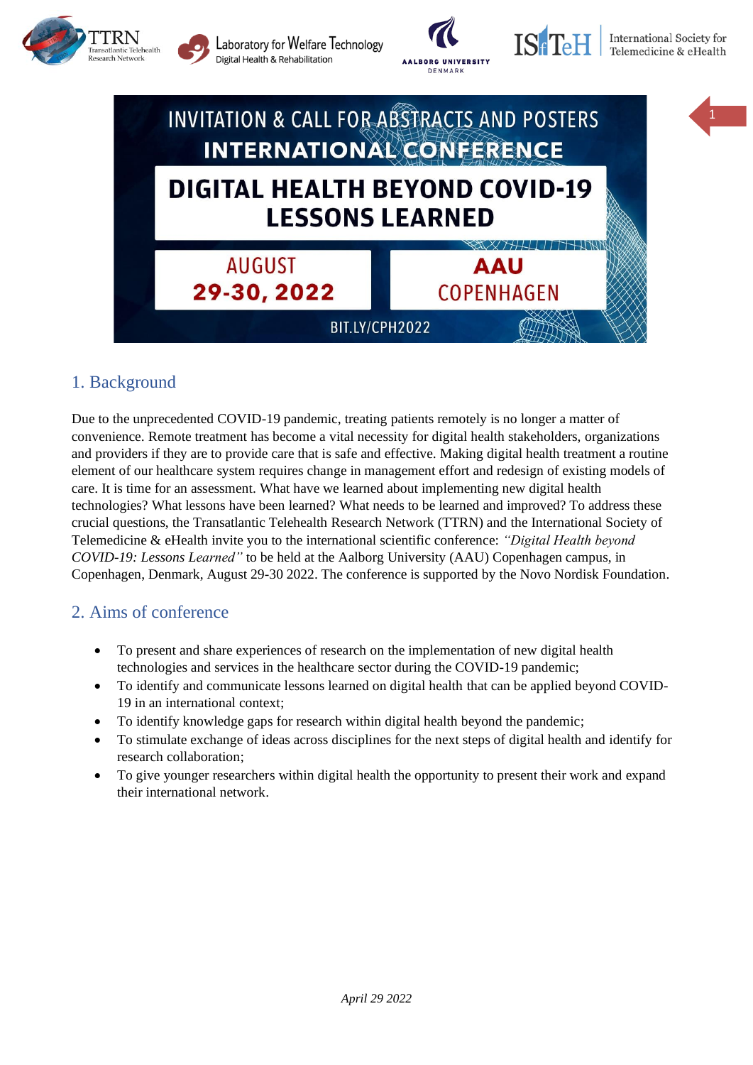TTRN Transatlantic Telehealth Research Network | Laboratory for Welfare Technology Digital Health & Rehabilitation | AALBORG UNIVERSITY DENMARK | ISfTeH International Society for Telemedicine & eHealth

INVITATION & CALL FOR ABSTRACTS AND POSTERS

INTERNATIONAL CONFERENCE

# DIGITAL HEALTH BEYOND COVID-19 LESSONS LEARNED

AUGUST **29-30, 2022**

**AAU** COPENHAGEN

BIT.LY/CPH2022

## 1. Background

Due to the unprecedented COVID-19 pandemic, treating patients remotely is no longer a matter of convenience. Remote treatment has become a vital necessity for digital health stakeholders, organizations and providers if they are to provide care that is safe and effective. Making digital health treatment a routine element of our healthcare system requires change in management effort and redesign of existing models of care. It is time for an assessment. What have we learned about implementing new digital health technologies? What lessons have been learned? What needs to be learned and improved? To address these crucial questions, the Transatlantic Telehealth Research Network (TTRN) and the International Society of Telemedicine & eHealth invite you to the international scientific conference: *"Digital Health beyond COVID-19: Lessons Learned"* to be held at the Aalborg University (AAU) Copenhagen campus, in Copenhagen, Denmark, August 29-30 2022. The conference is supported by the Novo Nordisk Foundation.

## 2. Aims of conference

- To present and share experiences of research on the implementation of new digital health technologies and services in the healthcare sector during the COVID-19 pandemic;
- To identify and communicate lessons learned on digital health that can be applied beyond COVID-19 in an international context;
- To identify knowledge gaps for research within digital health beyond the pandemic;
- To stimulate exchange of ideas across disciplines for the next steps of digital health and identify for research collaboration;
- To give younger researchers within digital health the opportunity to present their work and expand their international network.

*April 29 2022*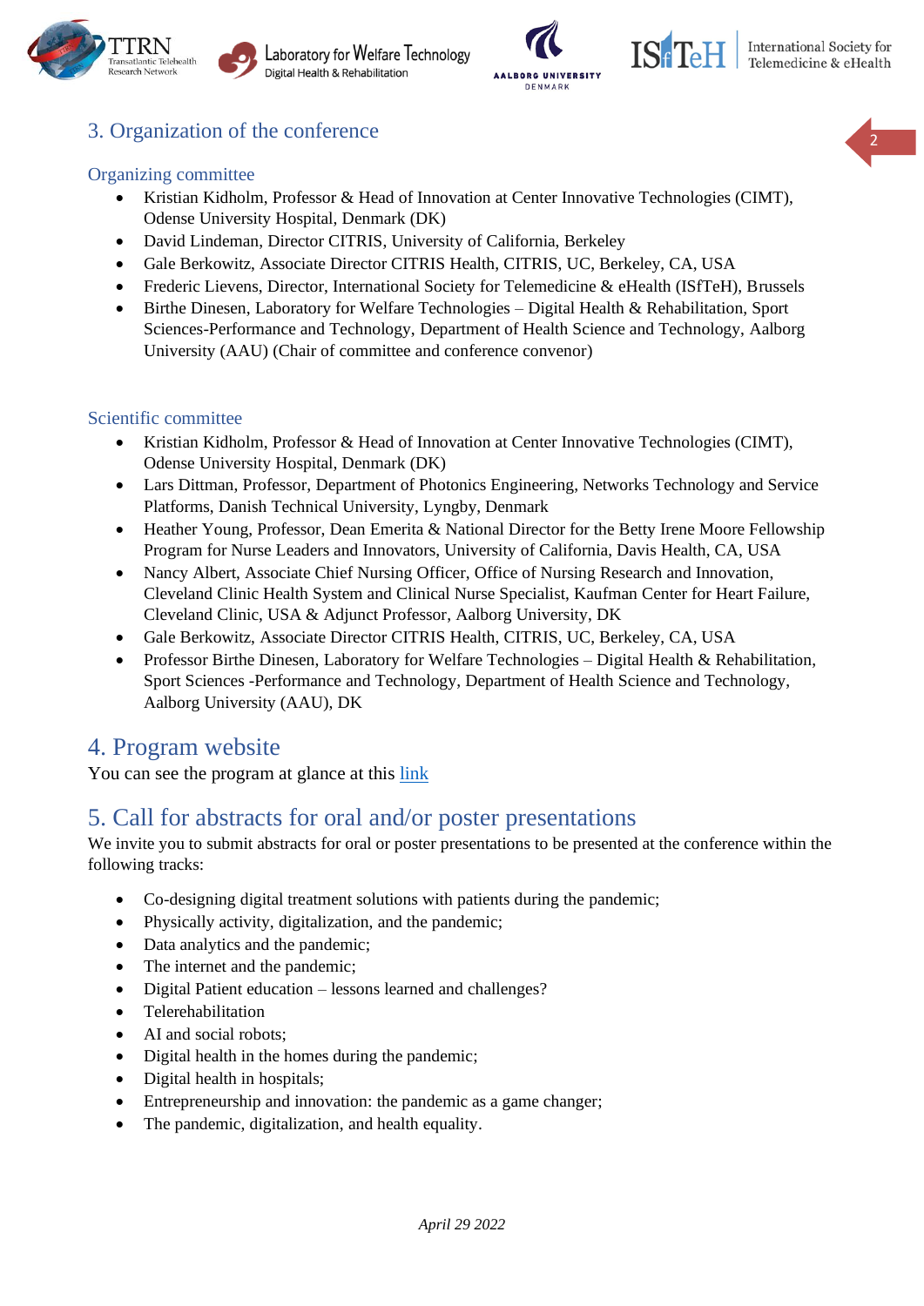## 3. Organization of the conference

### Organizing committee

- Kristian Kidholm, Professor & Head of Innovation at Center Innovative Technologies (CIMT), Odense University Hospital, Denmark (DK)
- David Lindeman, Director CITRIS, University of California, Berkeley
- Gale Berkowitz, Associate Director CITRIS Health, CITRIS, UC, Berkeley, CA, USA
- Frederic Lievens, Director, International Society for Telemedicine & eHealth (ISfTeH), Brussels
- Birthe Dinesen, Laboratory for Welfare Technologies – Digital Health & Rehabilitation, Sport Sciences-Performance and Technology, Department of Health Science and Technology, Aalborg University (AAU) (Chair of committee and conference convenor)

### Scientific committee

- Kristian Kidholm, Professor & Head of Innovation at Center Innovative Technologies (CIMT), Odense University Hospital, Denmark (DK)
- Lars Dittman, Professor, Department of Photonics Engineering, Networks Technology and Service Platforms, Danish Technical University, Lyngby, Denmark
- Heather Young, Professor, Dean Emerita & National Director for the Betty Irene Moore Fellowship Program for Nurse Leaders and Innovators, University of California, Davis Health, CA, USA
- Nancy Albert, Associate Chief Nursing Officer, Office of Nursing Research and Innovation, Cleveland Clinic Health System and Clinical Nurse Specialist, Kaufman Center for Heart Failure, Cleveland Clinic, USA & Adjunct Professor, Aalborg University, DK
- Gale Berkowitz, Associate Director CITRIS Health, CITRIS, UC, Berkeley, CA, USA
- Professor Birthe Dinesen, Laboratory for Welfare Technologies – Digital Health & Rehabilitation, Sport Sciences -Performance and Technology, Department of Health Science and Technology, Aalborg University (AAU), DK

## 4. Program website

You can see the program at glance at this link

## 5. Call for abstracts for oral and/or poster presentations

We invite you to submit abstracts for oral or poster presentations to be presented at the conference within the following tracks:

- Co-designing digital treatment solutions with patients during the pandemic;
- Physically activity, digitalization, and the pandemic;
- Data analytics and the pandemic;
- The internet and the pandemic;
- Digital Patient education – lessons learned and challenges?
- Telerehabilitation
- AI and social robots;
- Digital health in the homes during the pandemic;
- Digital health in hospitals;
- Entrepreneurship and innovation: the pandemic as a game changer;
- The pandemic, digitalization, and health equality.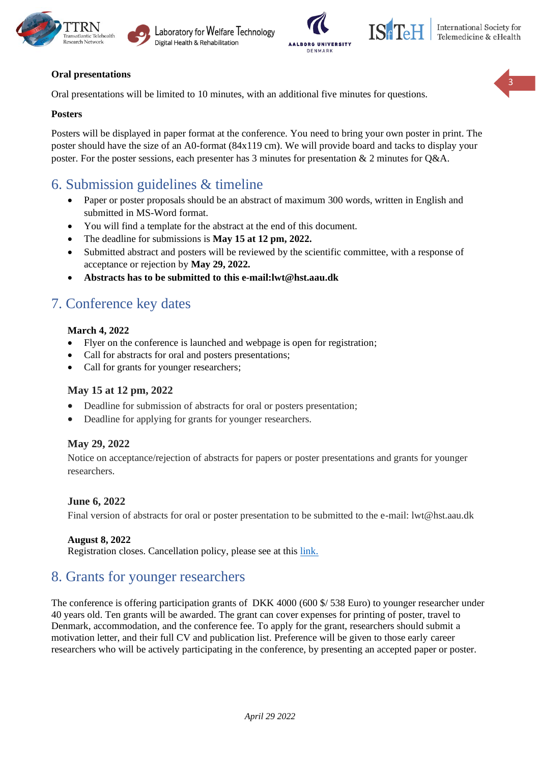**Oral presentations**

Oral presentations will be limited to 10 minutes, with an additional five minutes for questions.

**Posters**

Posters will be displayed in paper format at the conference. You need to bring your own poster in print. The poster should have the size of an A0-format (84x119 cm). We will provide board and tacks to display your poster. For the poster sessions, each presenter has 3 minutes for presentation & 2 minutes for Q&A.

## 6. Submission guidelines & timeline

- Paper or poster proposals should be an abstract of maximum 300 words, written in English and submitted in MS-Word format.
- You will find a template for the abstract at the end of this document.
- The deadline for submissions is **May 15 at 12 pm, 2022.**
- Submitted abstract and posters will be reviewed by the scientific committee, with a response of acceptance or rejection by **May 29, 2022.**
- **Abstracts has to be submitted to this e-mail:lwt@hst.aau.dk**

## 7. Conference key dates

**March 4, 2022**

- Flyer on the conference is launched and webpage is open for registration;
- Call for abstracts for oral and posters presentations;
- Call for grants for younger researchers;

**May 15 at 12 pm, 2022**

- Deadline for submission of abstracts for oral or posters presentation;
- Deadline for applying for grants for younger researchers.

**May 29, 2022**

Notice on acceptance/rejection of abstracts for papers or poster presentations and grants for younger researchers.

**June 6, 2022**

Final version of abstracts for oral or poster presentation to be submitted to the e-mail: lwt@hst.aau.dk

**August 8, 2022**

Registration closes. Cancellation policy, please see at this link.

## 8. Grants for younger researchers

The conference is offering participation grants of DKK 4000 (600 $/ 538 Euro) to younger researcher under 40 years old. Ten grants will be awarded. The grant can cover expenses for printing of poster, travel to Denmark, accommodation, and the conference fee. To apply for the grant, researchers should submit a motivation letter, and their full CV and publication list. Preference will be given to those early career researchers who will be actively participating in the conference, by presenting an accepted paper or poster.

*April 29 2022*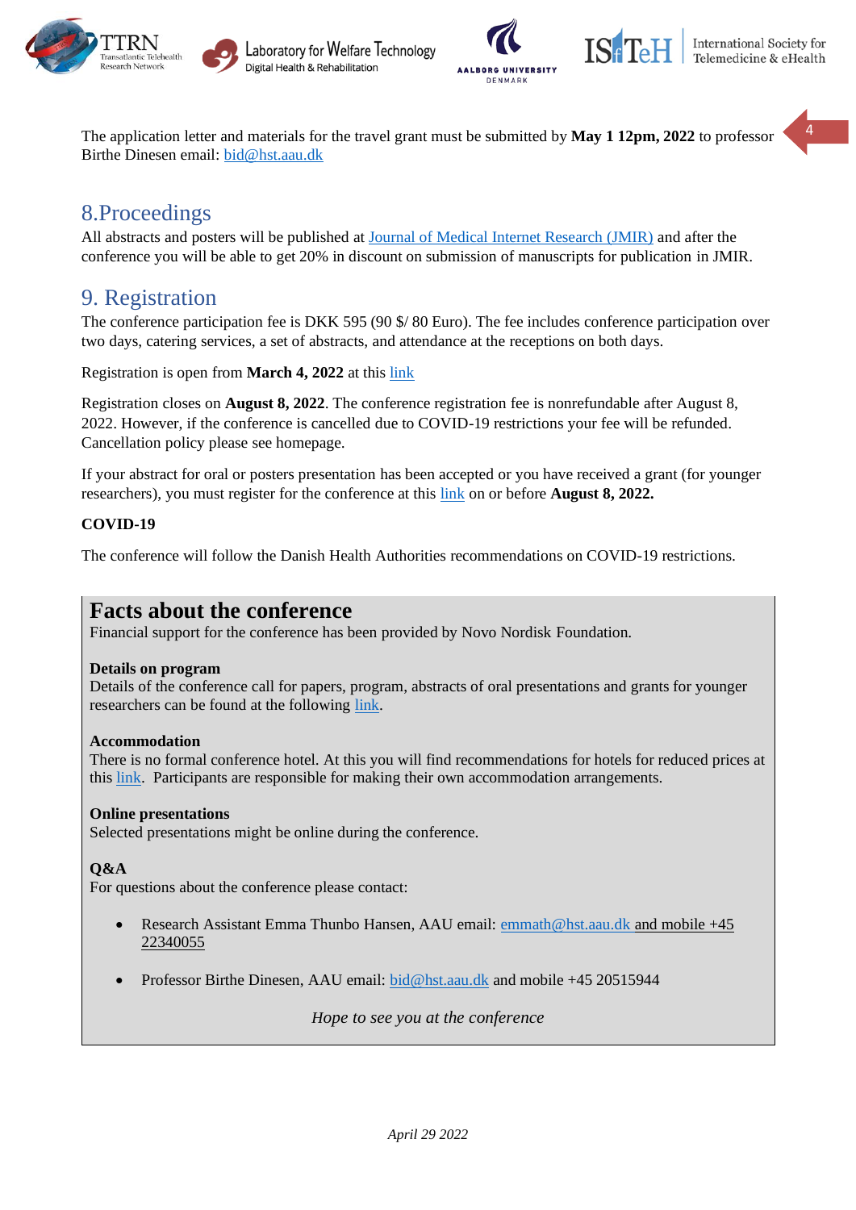The application letter and materials for the travel grant must be submitted by **May 1 12pm, 2022** to professor Birthe Dinesen email: bid@hst.aau.dk

## 8.Proceedings

All abstracts and posters will be published at Journal of Medical Internet Research (JMIR) and after the conference you will be able to get 20% in discount on submission of manuscripts for publication in JMIR.

## 9. Registration

The conference participation fee is DKK 595 (90 $/ 80 Euro). The fee includes conference participation over two days, catering services, a set of abstracts, and attendance at the receptions on both days.

Registration is open from **March 4, 2022** at this link

Registration closes on **August 8, 2022**. The conference registration fee is nonrefundable after August 8, 2022. However, if the conference is cancelled due to COVID-19 restrictions your fee will be refunded. Cancellation policy please see homepage.

If your abstract for oral or posters presentation has been accepted or you have received a grant (for younger researchers), you must register for the conference at this link on or before **August 8, 2022.**

**COVID-19**

The conference will follow the Danish Health Authorities recommendations on COVID-19 restrictions.

## Facts about the conference

Financial support for the conference has been provided by Novo Nordisk Foundation.

**Details on program**
Details of the conference call for papers, program, abstracts of oral presentations and grants for younger researchers can be found at the following link.

**Accommodation**
There is no formal conference hotel. At this you will find recommendations for hotels for reduced prices at this link. Participants are responsible for making their own accommodation arrangements.

**Online presentations**
Selected presentations might be online during the conference.

**Q&A**
For questions about the conference please contact:

- Research Assistant Emma Thunbo Hansen, AAU email: emmath@hst.aau.dk and mobile +45 22340055
- Professor Birthe Dinesen, AAU email: bid@hst.aau.dk and mobile +45 20515944

*Hope to see you at the conference*

*April 29 2022*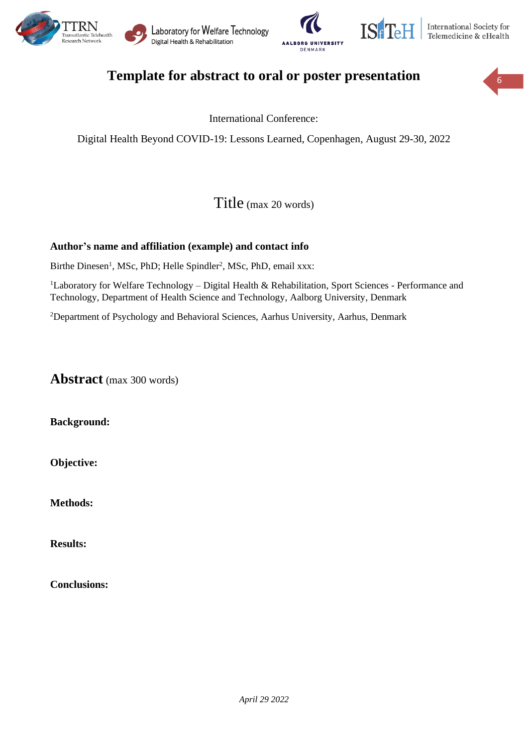# Template for abstract to oral or poster presentation

International Conference:

Digital Health Beyond COVID-19: Lessons Learned, Copenhagen, August 29-30, 2022

## Title (max 20 words)

**Author's name and affiliation (example) and contact info**

Birthe Dinesen[1], MSc, PhD; Helle Spindler[2], MSc, PhD, email xxx:

[1]Laboratory for Welfare Technology – Digital Health & Rehabilitation, Sport Sciences - Performance and Technology, Department of Health Science and Technology, Aalborg University, Denmark

[2]Department of Psychology and Behavioral Sciences, Aarhus University, Aarhus, Denmark

## Abstract (max 300 words)

**Background:**

**Objective:**

**Methods:**

**Results:**

**Conclusions:**

*April 29 2022*